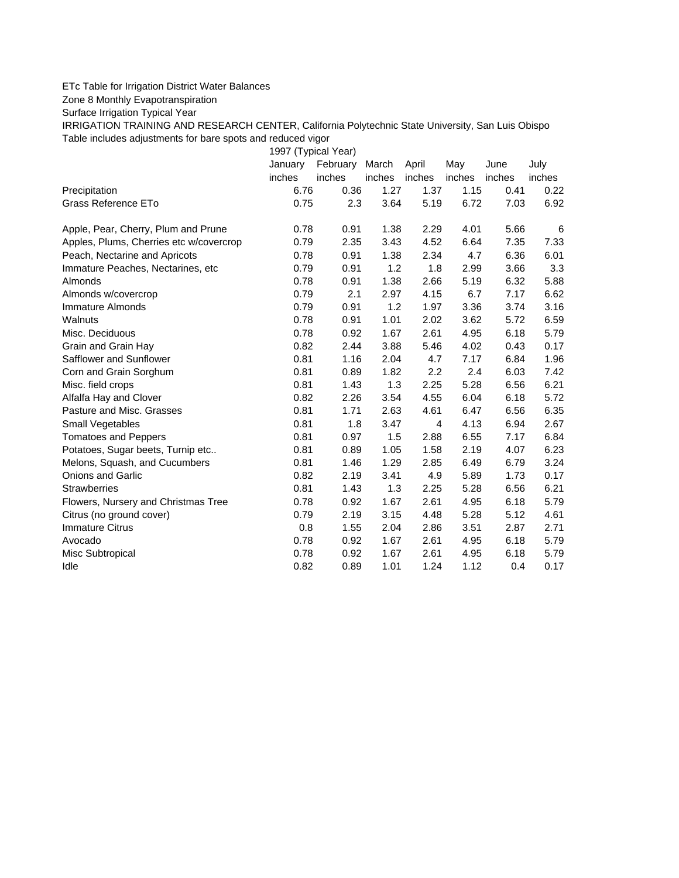ETc Table for Irrigation District Water Balances

Zone 8 Monthly Evapotranspiration

Surface Irrigation Typical Year

IRRIGATION TRAINING AND RESEARCH CENTER, California Polytechnic State University, San Luis Obispo

Table includes adjustments for bare spots and reduced vigor

| | 1997 (Typical Year) | | | | | | |
|---|---|---|---|---|---|---|---|
| | January | February | March | April | May | June | July |
| | inches | inches | inches | inches | inches | inches | inches |
| Precipitation | 6.76 | 0.36 | 1.27 | 1.37 | 1.15 | 0.41 | 0.22 |
| Grass Reference ETo | 0.75 | 2.3 | 3.64 | 5.19 | 6.72 | 7.03 | 6.92 |
| | | | | | | | |
| Apple, Pear, Cherry, Plum and Prune | 0.78 | 0.91 | 1.38 | 2.29 | 4.01 | 5.66 | 6 |
| Apples, Plums, Cherries etc w/covercrop | 0.79 | 2.35 | 3.43 | 4.52 | 6.64 | 7.35 | 7.33 |
| Peach, Nectarine and Apricots | 0.78 | 0.91 | 1.38 | 2.34 | 4.7 | 6.36 | 6.01 |
| Immature Peaches, Nectarines, etc | 0.79 | 0.91 | 1.2 | 1.8 | 2.99 | 3.66 | 3.3 |
| Almonds | 0.78 | 0.91 | 1.38 | 2.66 | 5.19 | 6.32 | 5.88 |
| Almonds w/covercrop | 0.79 | 2.1 | 2.97 | 4.15 | 6.7 | 7.17 | 6.62 |
| Immature Almonds | 0.79 | 0.91 | 1.2 | 1.97 | 3.36 | 3.74 | 3.16 |
| Walnuts | 0.78 | 0.91 | 1.01 | 2.02 | 3.62 | 5.72 | 6.59 |
| Misc. Deciduous | 0.78 | 0.92 | 1.67 | 2.61 | 4.95 | 6.18 | 5.79 |
| Grain and Grain Hay | 0.82 | 2.44 | 3.88 | 5.46 | 4.02 | 0.43 | 0.17 |
| Safflower and Sunflower | 0.81 | 1.16 | 2.04 | 4.7 | 7.17 | 6.84 | 1.96 |
| Corn and Grain Sorghum | 0.81 | 0.89 | 1.82 | 2.2 | 2.4 | 6.03 | 7.42 |
| Misc. field crops | 0.81 | 1.43 | 1.3 | 2.25 | 5.28 | 6.56 | 6.21 |
| Alfalfa Hay and Clover | 0.82 | 2.26 | 3.54 | 4.55 | 6.04 | 6.18 | 5.72 |
| Pasture and Misc. Grasses | 0.81 | 1.71 | 2.63 | 4.61 | 6.47 | 6.56 | 6.35 |
| Small Vegetables | 0.81 | 1.8 | 3.47 | 4 | 4.13 | 6.94 | 2.67 |
| Tomatoes and Peppers | 0.81 | 0.97 | 1.5 | 2.88 | 6.55 | 7.17 | 6.84 |
| Potatoes, Sugar beets, Turnip etc.. | 0.81 | 0.89 | 1.05 | 1.58 | 2.19 | 4.07 | 6.23 |
| Melons, Squash, and Cucumbers | 0.81 | 1.46 | 1.29 | 2.85 | 6.49 | 6.79 | 3.24 |
| Onions and Garlic | 0.82 | 2.19 | 3.41 | 4.9 | 5.89 | 1.73 | 0.17 |
| Strawberries | 0.81 | 1.43 | 1.3 | 2.25 | 5.28 | 6.56 | 6.21 |
| Flowers, Nursery and Christmas Tree | 0.78 | 0.92 | 1.67 | 2.61 | 4.95 | 6.18 | 5.79 |
| Citrus (no ground cover) | 0.79 | 2.19 | 3.15 | 4.48 | 5.28 | 5.12 | 4.61 |
| Immature Citrus | 0.8 | 1.55 | 2.04 | 2.86 | 3.51 | 2.87 | 2.71 |
| Avocado | 0.78 | 0.92 | 1.67 | 2.61 | 4.95 | 6.18 | 5.79 |
| Misc Subtropical | 0.78 | 0.92 | 1.67 | 2.61 | 4.95 | 6.18 | 5.79 |
| Idle | 0.82 | 0.89 | 1.01 | 1.24 | 1.12 | 0.4 | 0.17 |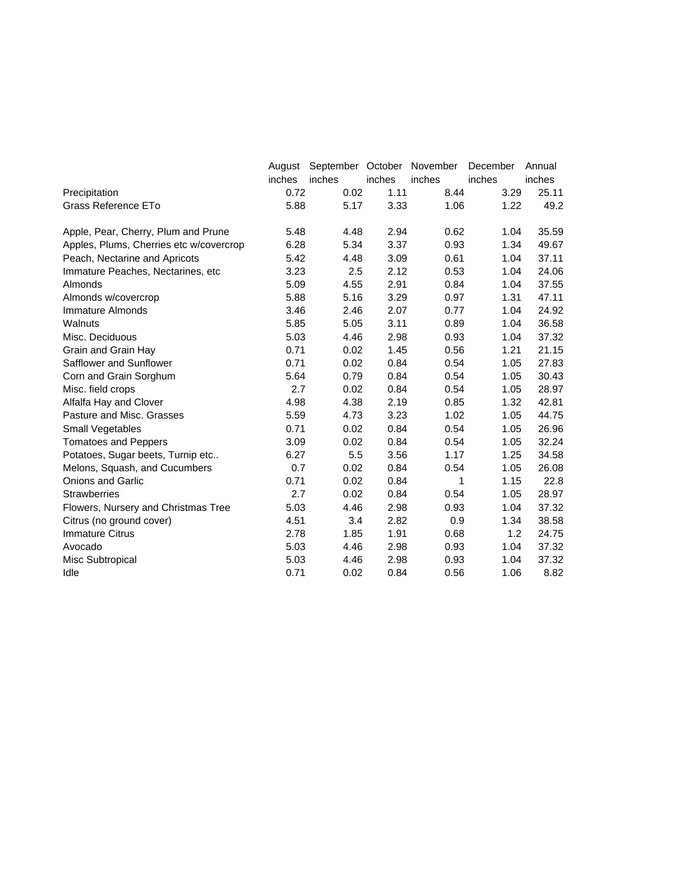| | August inches | September inches | October inches | November inches | December inches | Annual inches |
|---|---|---|---|---|---|---|
| Precipitation | 0.72 | 0.02 | 1.11 | 8.44 | 3.29 | 25.11 |
| Grass Reference ETo | 5.88 | 5.17 | 3.33 | 1.06 | 1.22 | 49.2 |
| | | | | | | |
| Apple, Pear, Cherry, Plum and Prune | 5.48 | 4.48 | 2.94 | 0.62 | 1.04 | 35.59 |
| Apples, Plums, Cherries etc w/covercrop | 6.28 | 5.34 | 3.37 | 0.93 | 1.34 | 49.67 |
| Peach, Nectarine and Apricots | 5.42 | 4.48 | 3.09 | 0.61 | 1.04 | 37.11 |
| Immature Peaches, Nectarines, etc | 3.23 | 2.5 | 2.12 | 0.53 | 1.04 | 24.06 |
| Almonds | 5.09 | 4.55 | 2.91 | 0.84 | 1.04 | 37.55 |
| Almonds w/covercrop | 5.88 | 5.16 | 3.29 | 0.97 | 1.31 | 47.11 |
| Immature Almonds | 3.46 | 2.46 | 2.07 | 0.77 | 1.04 | 24.92 |
| Walnuts | 5.85 | 5.05 | 3.11 | 0.89 | 1.04 | 36.58 |
| Misc. Deciduous | 5.03 | 4.46 | 2.98 | 0.93 | 1.04 | 37.32 |
| Grain and Grain Hay | 0.71 | 0.02 | 1.45 | 0.56 | 1.21 | 21.15 |
| Safflower and Sunflower | 0.71 | 0.02 | 0.84 | 0.54 | 1.05 | 27.83 |
| Corn and Grain Sorghum | 5.64 | 0.79 | 0.84 | 0.54 | 1.05 | 30.43 |
| Misc. field crops | 2.7 | 0.02 | 0.84 | 0.54 | 1.05 | 28.97 |
| Alfalfa Hay and Clover | 4.98 | 4.38 | 2.19 | 0.85 | 1.32 | 42.81 |
| Pasture and Misc. Grasses | 5.59 | 4.73 | 3.23 | 1.02 | 1.05 | 44.75 |
| Small Vegetables | 0.71 | 0.02 | 0.84 | 0.54 | 1.05 | 26.96 |
| Tomatoes and Peppers | 3.09 | 0.02 | 0.84 | 0.54 | 1.05 | 32.24 |
| Potatoes, Sugar beets, Turnip etc.. | 6.27 | 5.5 | 3.56 | 1.17 | 1.25 | 34.58 |
| Melons, Squash, and Cucumbers | 0.7 | 0.02 | 0.84 | 0.54 | 1.05 | 26.08 |
| Onions and Garlic | 0.71 | 0.02 | 0.84 | 1 | 1.15 | 22.8 |
| Strawberries | 2.7 | 0.02 | 0.84 | 0.54 | 1.05 | 28.97 |
| Flowers, Nursery and Christmas Tree | 5.03 | 4.46 | 2.98 | 0.93 | 1.04 | 37.32 |
| Citrus (no ground cover) | 4.51 | 3.4 | 2.82 | 0.9 | 1.34 | 38.58 |
| Immature Citrus | 2.78 | 1.85 | 1.91 | 0.68 | 1.2 | 24.75 |
| Avocado | 5.03 | 4.46 | 2.98 | 0.93 | 1.04 | 37.32 |
| Misc Subtropical | 5.03 | 4.46 | 2.98 | 0.93 | 1.04 | 37.32 |
| Idle | 0.71 | 0.02 | 0.84 | 0.56 | 1.06 | 8.82 |